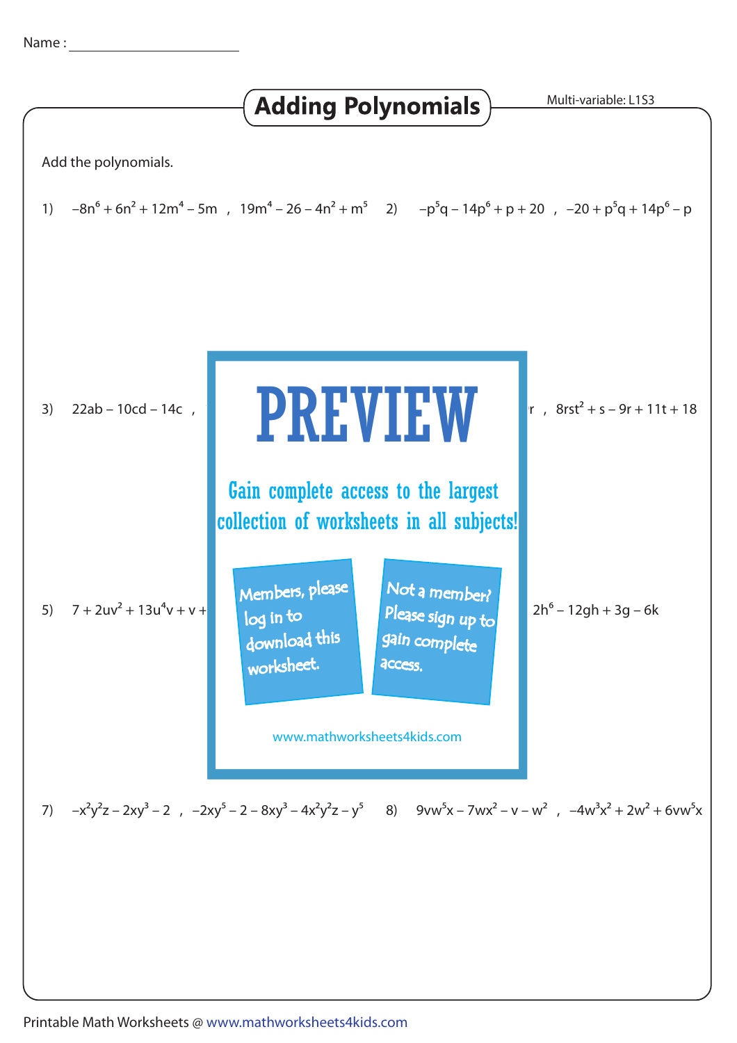Name : ______________________

# Adding Polynomials

Multi-variable: L1S3

Add the polynomials.

1) $-8n^6 + 6n^2 + 12m^4 - 5m$ , $19m^4 - 26 - 4n^2 + m^5$

2) $-p^5q - 14p^6 + p + 20$ , $-20 + p^5q + 14p^6 - p$

3) $22ab - 10cd - 14c$ ,

4) ... $r$ , $8rst^2 + s - 9r + 11t + 18$

PREVIEW

Gain complete access to the largest collection of worksheets in all subjects!

Members, please log in to download this worksheet.

Not a member? Please sign up to gain complete access.

www.mathworksheets4kids.com

5) $7 + 2uv^2 + 13u^4v + v +$

6) ... $2h^6 - 12gh + 3g - 6k$

7) $-x^2y^2z - 2xy^3 - 2$ , $-2xy^5 - 2 - 8xy^3 - 4x^2y^2z - y^5$

8) $9vw^5x - 7wx^2 - v - w^2$ , $-4w^3x^2 + 2w^2 + 6vw^5x$

Printable Math Worksheets @ www.mathworksheets4kids.com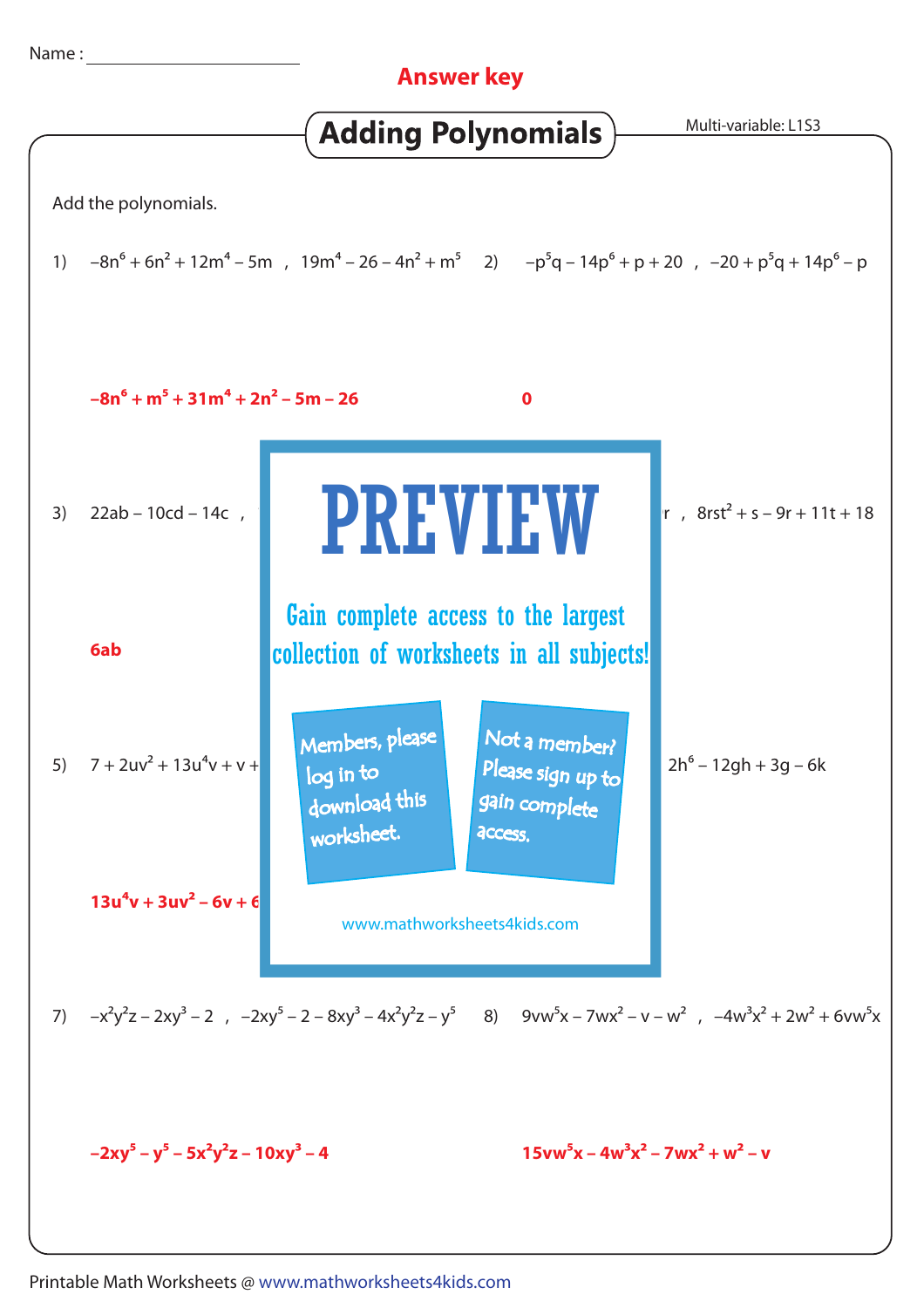Name : ______________________

**Answer key**

# Adding Polynomials

Multi-variable: L1S3

Add the polynomials.

1) $-8n^6 + 6n^2 + 12m^4 - 5m$ , $19m^4 - 26 - 4n^2 + m^5$

**$-8n^6 + m^5 + 31m^4 + 2n^2 - 5m - 26$**

2) $-p^5q - 14p^6 + p + 20$ , $-20 + p^5q + 14p^6 - p$

**0**

3) $22ab - 10cd - 14c$ , 

**6ab**

r , $8rst^2 + s - 9r + 11t + 18$

PREVIEW

Gain complete access to the largest collection of worksheets in all subjects!

Members, please log in to download this worksheet.

Not a member? Please sign up to gain complete access.

www.mathworksheets4kids.com

5) $7 + 2uv^2 + 13u^4v + v +$

**$13u^4v + 3uv^2 - 6v + 6$**

$2h^6 - 12gh + 3g - 6k$

7) $-x^2y^2z - 2xy^3 - 2$ , $-2xy^5 - 2 - 8xy^3 - 4x^2y^2z - y^5$

**$-2xy^5 - y^5 - 5x^2y^2z - 10xy^3 - 4$**

8) $9vw^5x - 7wx^2 - v - w^2$ , $-4w^3x^2 + 2w^2 + 6vw^5x$

**$15vw^5x - 4w^3x^2 - 7wx^2 + w^2 - v$**

Printable Math Worksheets @ www.mathworksheets4kids.com